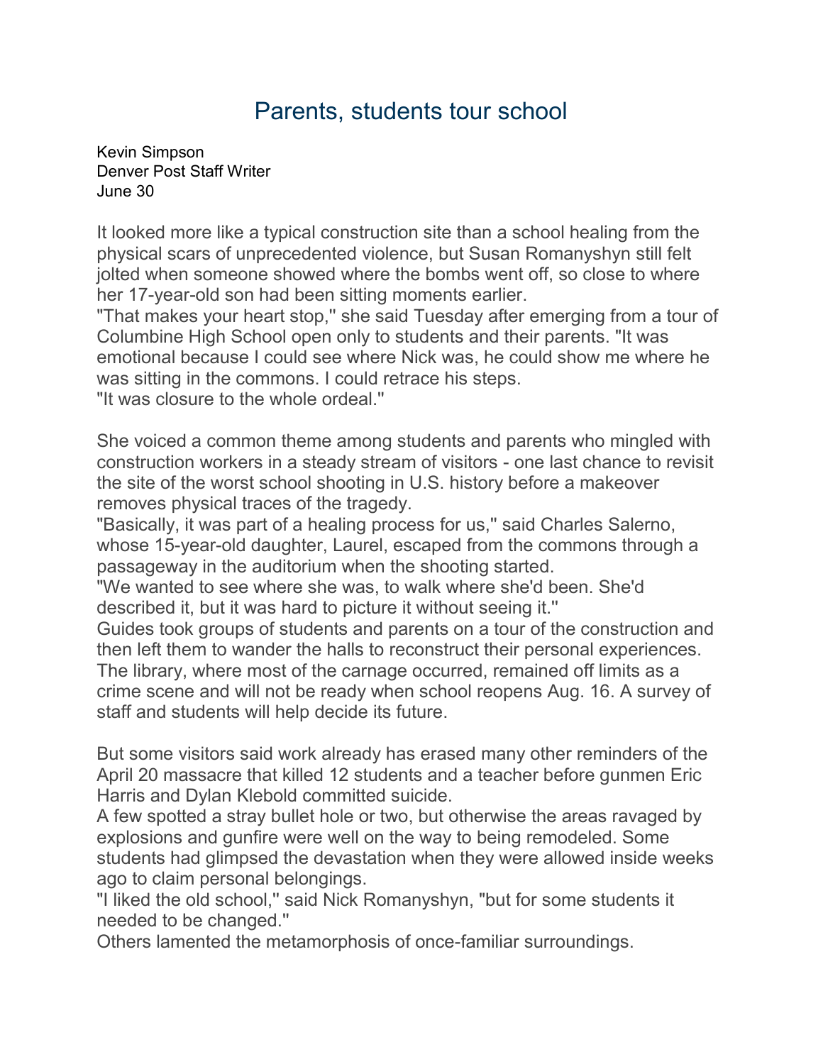# Parents, students tour school

Kevin Simpson
Denver Post Staff Writer
June 30

It looked more like a typical construction site than a school healing from the physical scars of unprecedented violence, but Susan Romanyshyn still felt jolted when someone showed where the bombs went off, so close to where her 17-year-old son had been sitting moments earlier.

"That makes your heart stop,'' she said Tuesday after emerging from a tour of Columbine High School open only to students and their parents. "It was emotional because I could see where Nick was, he could show me where he was sitting in the commons. I could retrace his steps.

"It was closure to the whole ordeal.''

She voiced a common theme among students and parents who mingled with construction workers in a steady stream of visitors - one last chance to revisit the site of the worst school shooting in U.S. history before a makeover removes physical traces of the tragedy.

"Basically, it was part of a healing process for us,'' said Charles Salerno, whose 15-year-old daughter, Laurel, escaped from the commons through a passageway in the auditorium when the shooting started.

"We wanted to see where she was, to walk where she'd been. She'd described it, but it was hard to picture it without seeing it.''

Guides took groups of students and parents on a tour of the construction and then left them to wander the halls to reconstruct their personal experiences. The library, where most of the carnage occurred, remained off limits as a crime scene and will not be ready when school reopens Aug. 16. A survey of staff and students will help decide its future.

But some visitors said work already has erased many other reminders of the April 20 massacre that killed 12 students and a teacher before gunmen Eric Harris and Dylan Klebold committed suicide.

A few spotted a stray bullet hole or two, but otherwise the areas ravaged by explosions and gunfire were well on the way to being remodeled. Some students had glimpsed the devastation when they were allowed inside weeks ago to claim personal belongings.

"I liked the old school,'' said Nick Romanyshyn, "but for some students it needed to be changed.''

Others lamented the metamorphosis of once-familiar surroundings.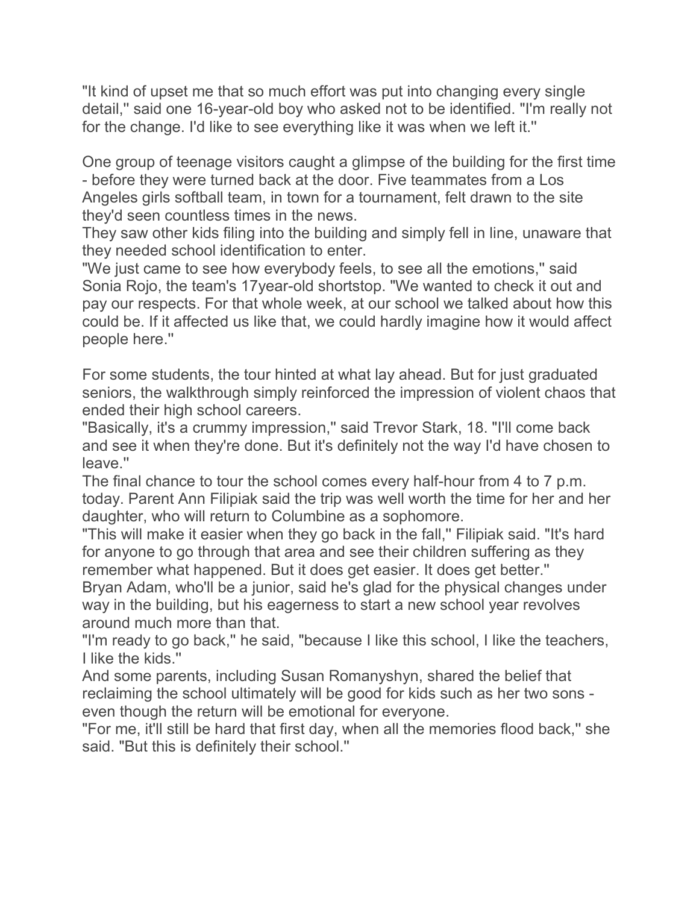"It kind of upset me that so much effort was put into changing every single detail,'' said one 16-year-old boy who asked not to be identified. "I'm really not for the change. I'd like to see everything like it was when we left it.''

One group of teenage visitors caught a glimpse of the building for the first time - before they were turned back at the door. Five teammates from a Los Angeles girls softball team, in town for a tournament, felt drawn to the site they'd seen countless times in the news.

They saw other kids filing into the building and simply fell in line, unaware that they needed school identification to enter.

"We just came to see how everybody feels, to see all the emotions,'' said Sonia Rojo, the team's 17year-old shortstop. "We wanted to check it out and pay our respects. For that whole week, at our school we talked about how this could be. If it affected us like that, we could hardly imagine how it would affect people here.''

For some students, the tour hinted at what lay ahead. But for just graduated seniors, the walkthrough simply reinforced the impression of violent chaos that ended their high school careers.

"Basically, it's a crummy impression,'' said Trevor Stark, 18. "I'll come back and see it when they're done. But it's definitely not the way I'd have chosen to leave.''

The final chance to tour the school comes every half-hour from 4 to 7 p.m. today. Parent Ann Filipiak said the trip was well worth the time for her and her daughter, who will return to Columbine as a sophomore.

"This will make it easier when they go back in the fall,'' Filipiak said. "It's hard for anyone to go through that area and see their children suffering as they remember what happened. But it does get easier. It does get better.''

Bryan Adam, who'll be a junior, said he's glad for the physical changes under way in the building, but his eagerness to start a new school year revolves around much more than that.

"I'm ready to go back,'' he said, "because I like this school, I like the teachers, I like the kids.''

And some parents, including Susan Romanyshyn, shared the belief that reclaiming the school ultimately will be good for kids such as her two sons - even though the return will be emotional for everyone.

"For me, it'll still be hard that first day, when all the memories flood back,'' she said. "But this is definitely their school.''